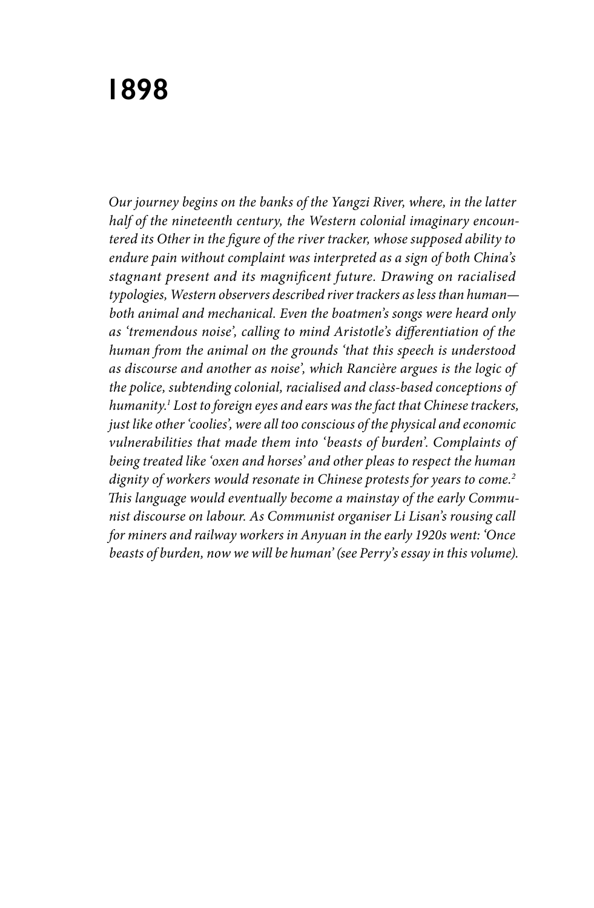# 1898

*Our journey begins on the banks of the Yangzi River, where, in the latter half of the nineteenth century, the Western colonial imaginary encountered its Other in the figure of the river tracker, whose supposed ability to endure pain without complaint was interpreted as a sign of both China's stagnant present and its magnificent future. Drawing on racialised typologies, Western observers described river trackers as less than human—both animal and mechanical. Even the boatmen's songs were heard only as 'tremendous noise', calling to mind Aristotle's differentiation of the human from the animal on the grounds 'that this speech is understood as discourse and another as noise', which Rancière argues is the logic of the police, subtending colonial, racialised and class-based conceptions of humanity.[1] Lost to foreign eyes and ears was the fact that Chinese trackers, just like other 'coolies', were all too conscious of the physical and economic vulnerabilities that made them into 'beasts of burden'. Complaints of being treated like 'oxen and horses' and other pleas to respect the human dignity of workers would resonate in Chinese protests for years to come.[2] This language would eventually become a mainstay of the early Communist discourse on labour. As Communist organiser Li Lisan's rousing call for miners and railway workers in Anyuan in the early 1920s went: 'Once beasts of burden, now we will be human' (see Perry's essay in this volume).*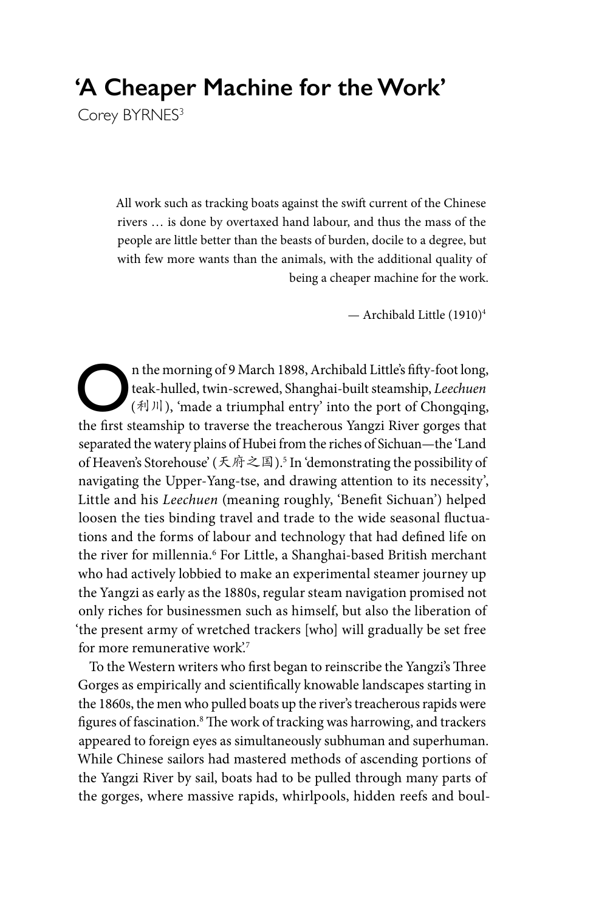# 'A Cheaper Machine for the Work'

Corey BYRNES[3]

> All work such as tracking boats against the swift current of the Chinese rivers … is done by overtaxed hand labour, and thus the mass of the people are little better than the beasts of burden, docile to a degree, but with few more wants than the animals, with the additional quality of being a cheaper machine for the work.
>
> — Archibald Little (1910)[4]

On the morning of 9 March 1898, Archibald Little's fifty-foot long, teak-hulled, twin-screwed, Shanghai-built steamship, *Leechuen* (利川), 'made a triumphal entry' into the port of Chongqing, the first steamship to traverse the treacherous Yangzi River gorges that separated the watery plains of Hubei from the riches of Sichuan—the 'Land of Heaven's Storehouse' (天府之国).[5] In 'demonstrating the possibility of navigating the Upper-Yang-tse, and drawing attention to its necessity', Little and his *Leechuen* (meaning roughly, 'Benefit Sichuan') helped loosen the ties binding travel and trade to the wide seasonal fluctuations and the forms of labour and technology that had defined life on the river for millennia.[6] For Little, a Shanghai-based British merchant who had actively lobbied to make an experimental steamer journey up the Yangzi as early as the 1880s, regular steam navigation promised not only riches for businessmen such as himself, but also the liberation of 'the present army of wretched trackers [who] will gradually be set free for more remunerative work'.[7]

To the Western writers who first began to reinscribe the Yangzi's Three Gorges as empirically and scientifically knowable landscapes starting in the 1860s, the men who pulled boats up the river's treacherous rapids were figures of fascination.[8] The work of tracking was harrowing, and trackers appeared to foreign eyes as simultaneously subhuman and superhuman. While Chinese sailors had mastered methods of ascending portions of the Yangzi River by sail, boats had to be pulled through many parts of the gorges, where massive rapids, whirlpools, hidden reefs and boul-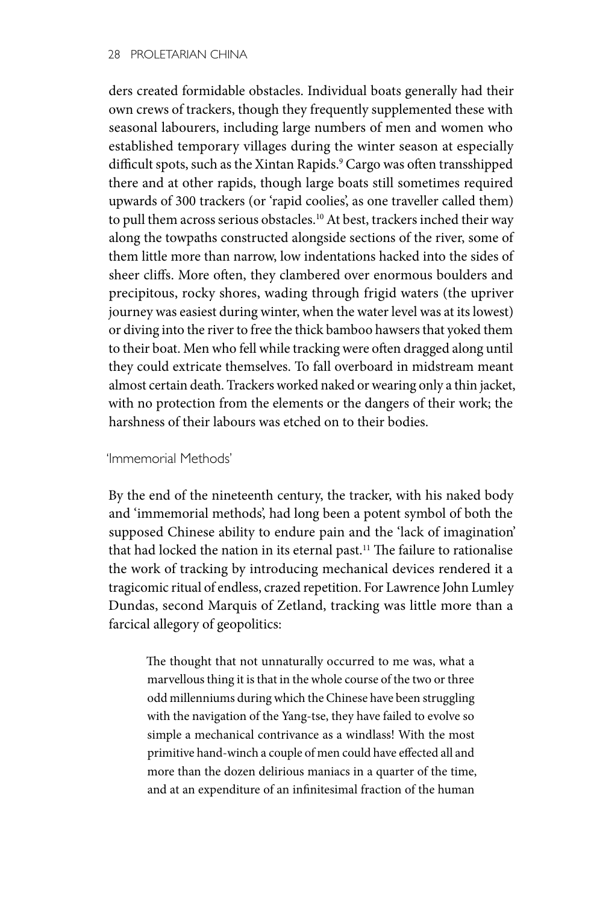ders created formidable obstacles. Individual boats generally had their own crews of trackers, though they frequently supplemented these with seasonal labourers, including large numbers of men and women who established temporary villages during the winter season at especially difficult spots, such as the Xintan Rapids.[9] Cargo was often transshipped there and at other rapids, though large boats still sometimes required upwards of 300 trackers (or 'rapid coolies', as one traveller called them) to pull them across serious obstacles.[10] At best, trackers inched their way along the towpaths constructed alongside sections of the river, some of them little more than narrow, low indentations hacked into the sides of sheer cliffs. More often, they clambered over enormous boulders and precipitous, rocky shores, wading through frigid waters (the upriver journey was easiest during winter, when the water level was at its lowest) or diving into the river to free the thick bamboo hawsers that yoked them to their boat. Men who fell while tracking were often dragged along until they could extricate themselves. To fall overboard in midstream meant almost certain death. Trackers worked naked or wearing only a thin jacket, with no protection from the elements or the dangers of their work; the harshness of their labours was etched on to their bodies.

### 'Immemorial Methods'

By the end of the nineteenth century, the tracker, with his naked body and 'immemorial methods', had long been a potent symbol of both the supposed Chinese ability to endure pain and the 'lack of imagination' that had locked the nation in its eternal past.[11] The failure to rationalise the work of tracking by introducing mechanical devices rendered it a tragicomic ritual of endless, crazed repetition. For Lawrence John Lumley Dundas, second Marquis of Zetland, tracking was little more than a farcical allegory of geopolitics:

> The thought that not unnaturally occurred to me was, what a marvellous thing it is that in the whole course of the two or three odd millenniums during which the Chinese have been struggling with the navigation of the Yang-tse, they have failed to evolve so simple a mechanical contrivance as a windlass! With the most primitive hand-winch a couple of men could have effected all and more than the dozen delirious maniacs in a quarter of the time, and at an expenditure of an infinitesimal fraction of the human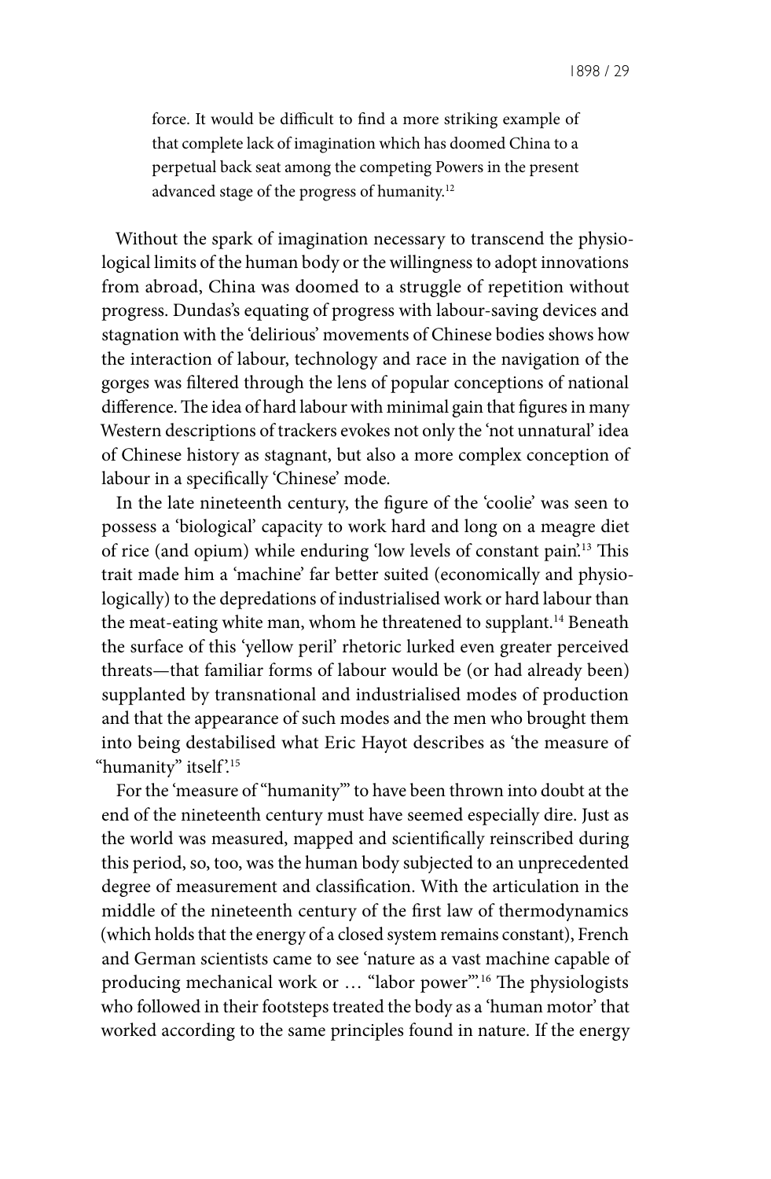> force. It would be difficult to find a more striking example of that complete lack of imagination which has doomed China to a perpetual back seat among the competing Powers in the present advanced stage of the progress of humanity.[12]

Without the spark of imagination necessary to transcend the physiological limits of the human body or the willingness to adopt innovations from abroad, China was doomed to a struggle of repetition without progress. Dundas's equating of progress with labour-saving devices and stagnation with the 'delirious' movements of Chinese bodies shows how the interaction of labour, technology and race in the navigation of the gorges was filtered through the lens of popular conceptions of national difference. The idea of hard labour with minimal gain that figures in many Western descriptions of trackers evokes not only the 'not unnatural' idea of Chinese history as stagnant, but also a more complex conception of labour in a specifically 'Chinese' mode.

In the late nineteenth century, the figure of the 'coolie' was seen to possess a 'biological' capacity to work hard and long on a meagre diet of rice (and opium) while enduring 'low levels of constant pain'.[13] This trait made him a 'machine' far better suited (economically and physiologically) to the depredations of industrialised work or hard labour than the meat-eating white man, whom he threatened to supplant.[14] Beneath the surface of this 'yellow peril' rhetoric lurked even greater perceived threats—that familiar forms of labour would be (or had already been) supplanted by transnational and industrialised modes of production and that the appearance of such modes and the men who brought them into being destabilised what Eric Hayot describes as 'the measure of "humanity" itself'.[15]

For the 'measure of "humanity"' to have been thrown into doubt at the end of the nineteenth century must have seemed especially dire. Just as the world was measured, mapped and scientifically reinscribed during this period, so, too, was the human body subjected to an unprecedented degree of measurement and classification. With the articulation in the middle of the nineteenth century of the first law of thermodynamics (which holds that the energy of a closed system remains constant), French and German scientists came to see 'nature as a vast machine capable of producing mechanical work or … "labor power"'.[16] The physiologists who followed in their footsteps treated the body as a 'human motor' that worked according to the same principles found in nature. If the energy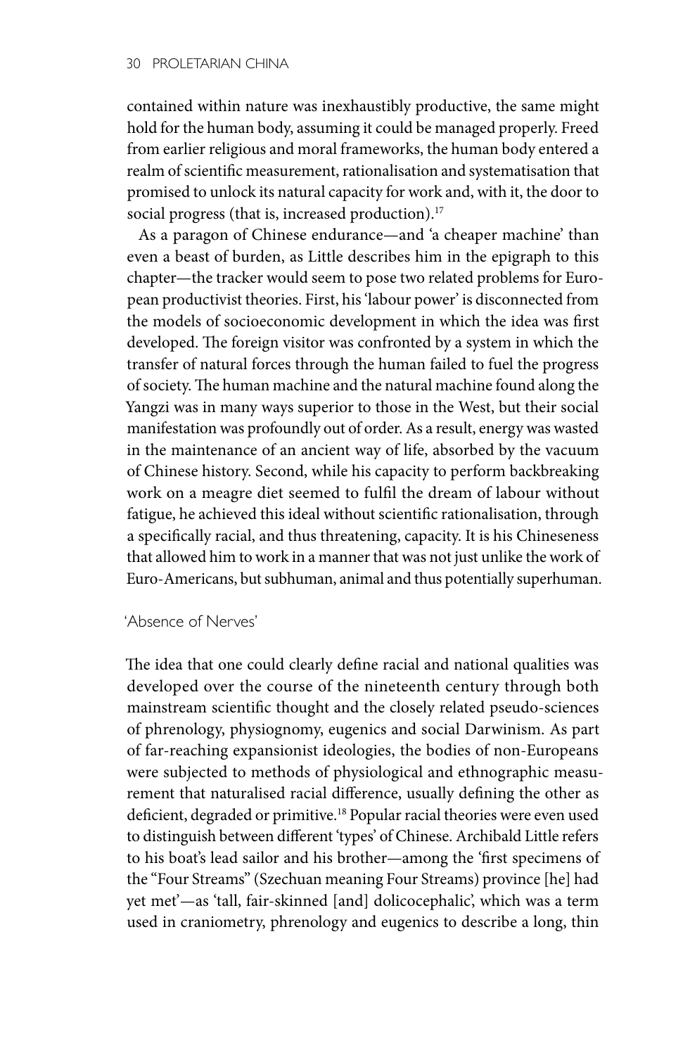contained within nature was inexhaustibly productive, the same might hold for the human body, assuming it could be managed properly. Freed from earlier religious and moral frameworks, the human body entered a realm of scientific measurement, rationalisation and systematisation that promised to unlock its natural capacity for work and, with it, the door to social progress (that is, increased production).[17]

As a paragon of Chinese endurance—and 'a cheaper machine' than even a beast of burden, as Little describes him in the epigraph to this chapter—the tracker would seem to pose two related problems for European productivist theories. First, his 'labour power' is disconnected from the models of socioeconomic development in which the idea was first developed. The foreign visitor was confronted by a system in which the transfer of natural forces through the human failed to fuel the progress of society. The human machine and the natural machine found along the Yangzi was in many ways superior to those in the West, but their social manifestation was profoundly out of order. As a result, energy was wasted in the maintenance of an ancient way of life, absorbed by the vacuum of Chinese history. Second, while his capacity to perform backbreaking work on a meagre diet seemed to fulfil the dream of labour without fatigue, he achieved this ideal without scientific rationalisation, through a specifically racial, and thus threatening, capacity. It is his Chineseness that allowed him to work in a manner that was not just unlike the work of Euro-Americans, but subhuman, animal and thus potentially superhuman.

## 'Absence of Nerves'

The idea that one could clearly define racial and national qualities was developed over the course of the nineteenth century through both mainstream scientific thought and the closely related pseudo-sciences of phrenology, physiognomy, eugenics and social Darwinism. As part of far-reaching expansionist ideologies, the bodies of non-Europeans were subjected to methods of physiological and ethnographic measurement that naturalised racial difference, usually defining the other as deficient, degraded or primitive.[18] Popular racial theories were even used to distinguish between different 'types' of Chinese. Archibald Little refers to his boat's lead sailor and his brother—among the 'first specimens of the "Four Streams" (Szechuan meaning Four Streams) province [he] had yet met'—as 'tall, fair-skinned [and] dolicocephalic', which was a term used in craniometry, phrenology and eugenics to describe a long, thin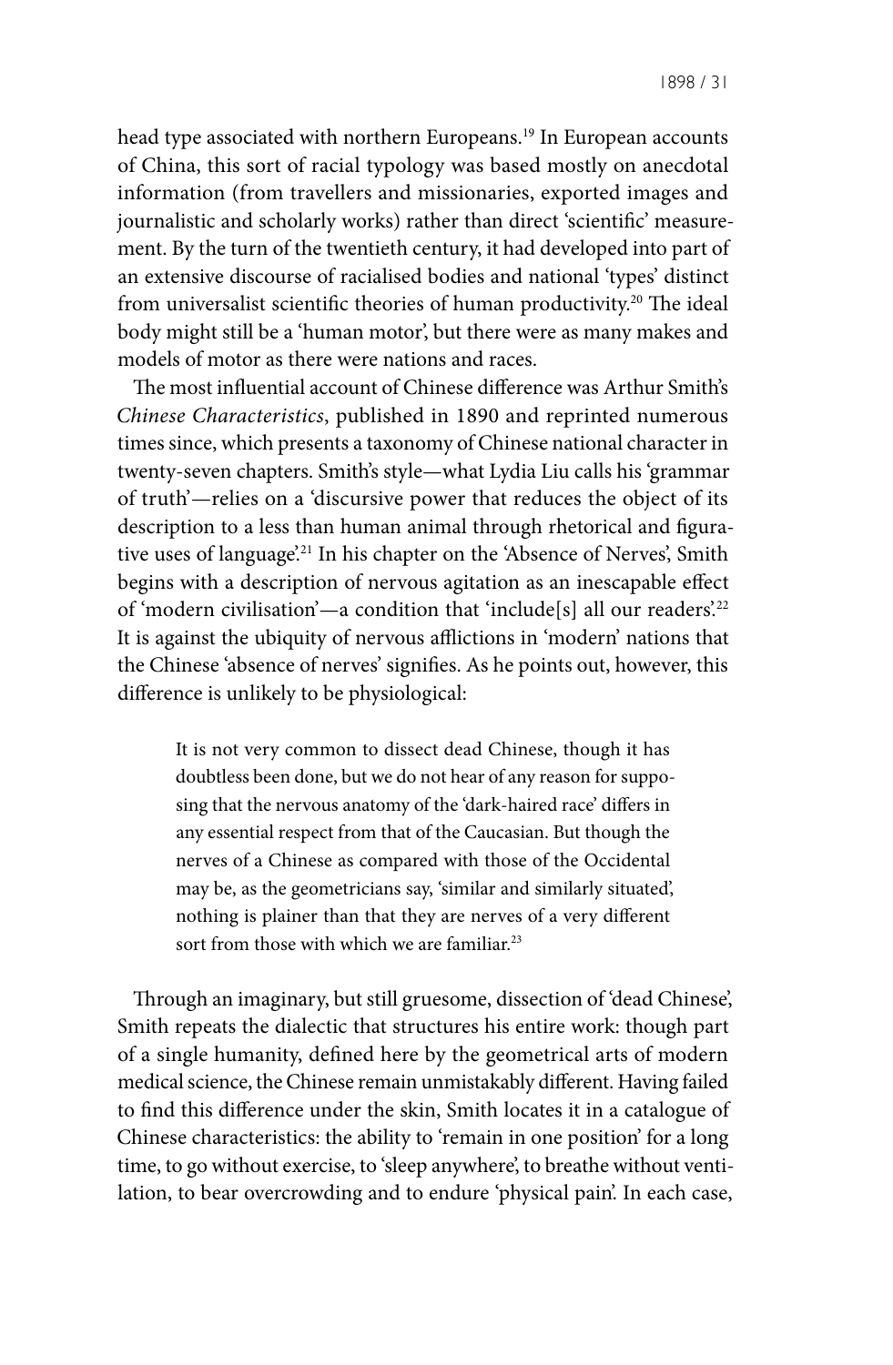head type associated with northern Europeans.[19] In European accounts of China, this sort of racial typology was based mostly on anecdotal information (from travellers and missionaries, exported images and journalistic and scholarly works) rather than direct 'scientific' measurement. By the turn of the twentieth century, it had developed into part of an extensive discourse of racialised bodies and national 'types' distinct from universalist scientific theories of human productivity.[20] The ideal body might still be a 'human motor', but there were as many makes and models of motor as there were nations and races.

The most influential account of Chinese difference was Arthur Smith's *Chinese Characteristics*, published in 1890 and reprinted numerous times since, which presents a taxonomy of Chinese national character in twenty-seven chapters. Smith's style—what Lydia Liu calls his 'grammar of truth'—relies on a 'discursive power that reduces the object of its description to a less than human animal through rhetorical and figurative uses of language'.[21] In his chapter on the 'Absence of Nerves', Smith begins with a description of nervous agitation as an inescapable effect of 'modern civilisation'—a condition that 'include[s] all our readers'.[22] It is against the ubiquity of nervous afflictions in 'modern' nations that the Chinese 'absence of nerves' signifies. As he points out, however, this difference is unlikely to be physiological:

> It is not very common to dissect dead Chinese, though it has doubtless been done, but we do not hear of any reason for supposing that the nervous anatomy of the 'dark-haired race' differs in any essential respect from that of the Caucasian. But though the nerves of a Chinese as compared with those of the Occidental may be, as the geometricians say, 'similar and similarly situated', nothing is plainer than that they are nerves of a very different sort from those with which we are familiar.[23]

Through an imaginary, but still gruesome, dissection of 'dead Chinese', Smith repeats the dialectic that structures his entire work: though part of a single humanity, defined here by the geometrical arts of modern medical science, the Chinese remain unmistakably different. Having failed to find this difference under the skin, Smith locates it in a catalogue of Chinese characteristics: the ability to 'remain in one position' for a long time, to go without exercise, to 'sleep anywhere', to breathe without ventilation, to bear overcrowding and to endure 'physical pain'. In each case,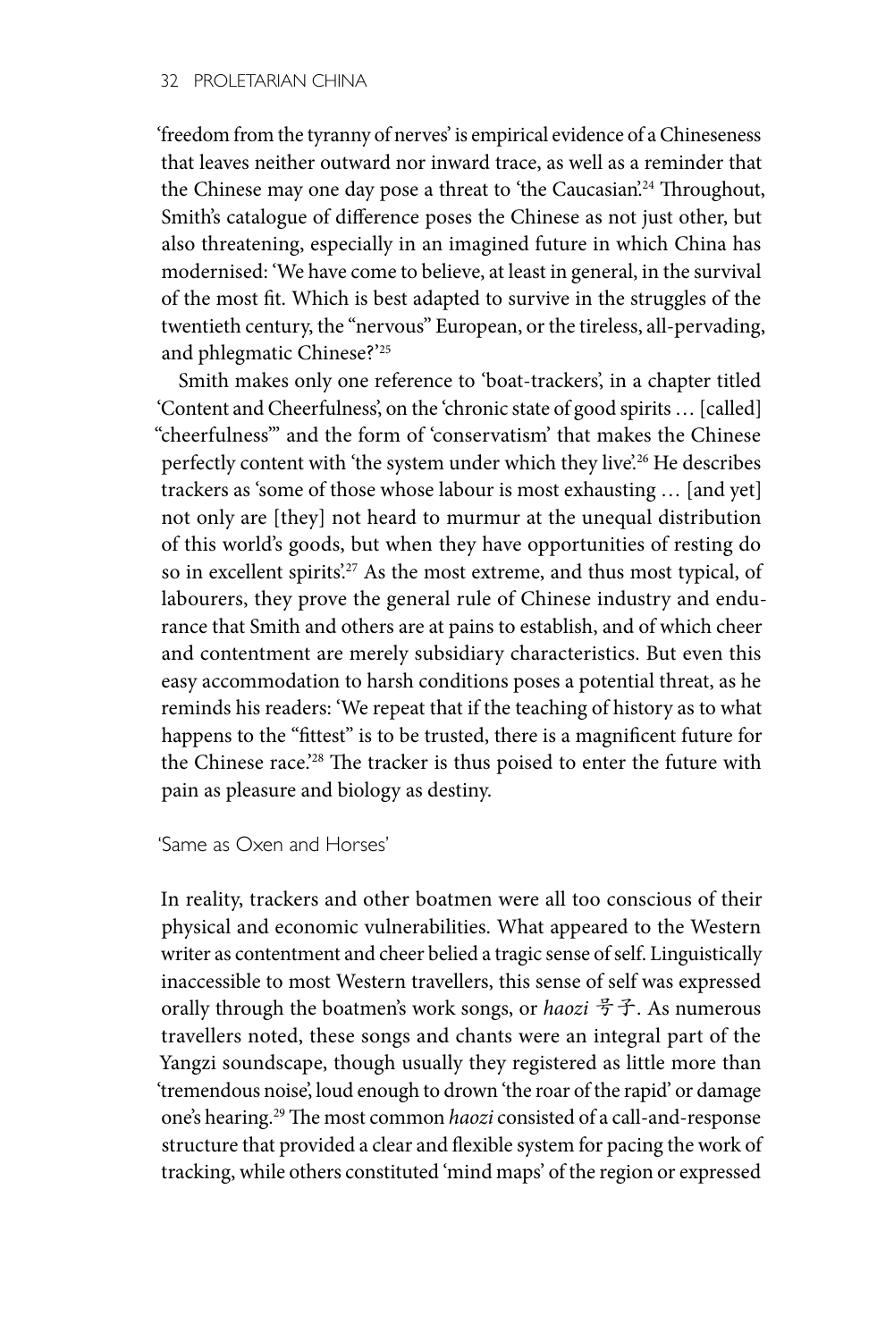'freedom from the tyranny of nerves' is empirical evidence of a Chineseness that leaves neither outward nor inward trace, as well as a reminder that the Chinese may one day pose a threat to 'the Caucasian'.[24] Throughout, Smith's catalogue of difference poses the Chinese as not just other, but also threatening, especially in an imagined future in which China has modernised: 'We have come to believe, at least in general, in the survival of the most fit. Which is best adapted to survive in the struggles of the twentieth century, the "nervous" European, or the tireless, all-pervading, and phlegmatic Chinese?'[25]

Smith makes only one reference to 'boat-trackers', in a chapter titled 'Content and Cheerfulness', on the 'chronic state of good spirits … [called] "cheerfulness"' and the form of 'conservatism' that makes the Chinese perfectly content with 'the system under which they live'.[26] He describes trackers as 'some of those whose labour is most exhausting … [and yet] not only are [they] not heard to murmur at the unequal distribution of this world's goods, but when they have opportunities of resting do so in excellent spirits'.[27] As the most extreme, and thus most typical, of labourers, they prove the general rule of Chinese industry and endurance that Smith and others are at pains to establish, and of which cheer and contentment are merely subsidiary characteristics. But even this easy accommodation to harsh conditions poses a potential threat, as he reminds his readers: 'We repeat that if the teaching of history as to what happens to the "fittest" is to be trusted, there is a magnificent future for the Chinese race.'[28] The tracker is thus poised to enter the future with pain as pleasure and biology as destiny.

## 'Same as Oxen and Horses'

In reality, trackers and other boatmen were all too conscious of their physical and economic vulnerabilities. What appeared to the Western writer as contentment and cheer belied a tragic sense of self. Linguistically inaccessible to most Western travellers, this sense of self was expressed orally through the boatmen's work songs, or *haozi* 号子. As numerous travellers noted, these songs and chants were an integral part of the Yangzi soundscape, though usually they registered as little more than 'tremendous noise', loud enough to drown 'the roar of the rapid' or damage one's hearing.[29] The most common *haozi* consisted of a call-and-response structure that provided a clear and flexible system for pacing the work of tracking, while others constituted 'mind maps' of the region or expressed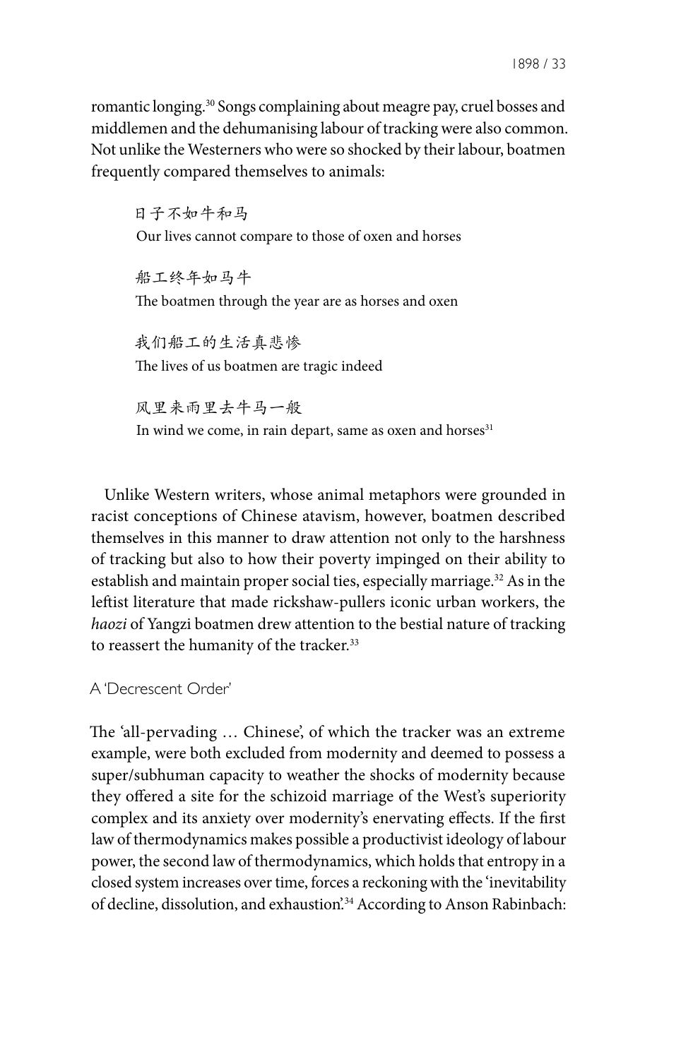romantic longing.[30] Songs complaining about meagre pay, cruel bosses and middlemen and the dehumanising labour of tracking were also common. Not unlike the Westerners who were so shocked by their labour, boatmen frequently compared themselves to animals:

> 日子不如牛和马
> Our lives cannot compare to those of oxen and horses
>
> 船工终年如马牛
> The boatmen through the year are as horses and oxen
>
> 我们船工的生活真悲惨
> The lives of us boatmen are tragic indeed
>
> 风里来雨里去牛马一般
> In wind we come, in rain depart, same as oxen and horses[31]

Unlike Western writers, whose animal metaphors were grounded in racist conceptions of Chinese atavism, however, boatmen described themselves in this manner to draw attention not only to the harshness of tracking but also to how their poverty impinged on their ability to establish and maintain proper social ties, especially marriage.[32] As in the leftist literature that made rickshaw-pullers iconic urban workers, the *haozi* of Yangzi boatmen drew attention to the bestial nature of tracking to reassert the humanity of the tracker.[33]

## A 'Decrescent Order'

The 'all-pervading … Chinese', of which the tracker was an extreme example, were both excluded from modernity and deemed to possess a super/subhuman capacity to weather the shocks of modernity because they offered a site for the schizoid marriage of the West's superiority complex and its anxiety over modernity's enervating effects. If the first law of thermodynamics makes possible a productivist ideology of labour power, the second law of thermodynamics, which holds that entropy in a closed system increases over time, forces a reckoning with the 'inevitability of decline, dissolution, and exhaustion'.[34] According to Anson Rabinbach: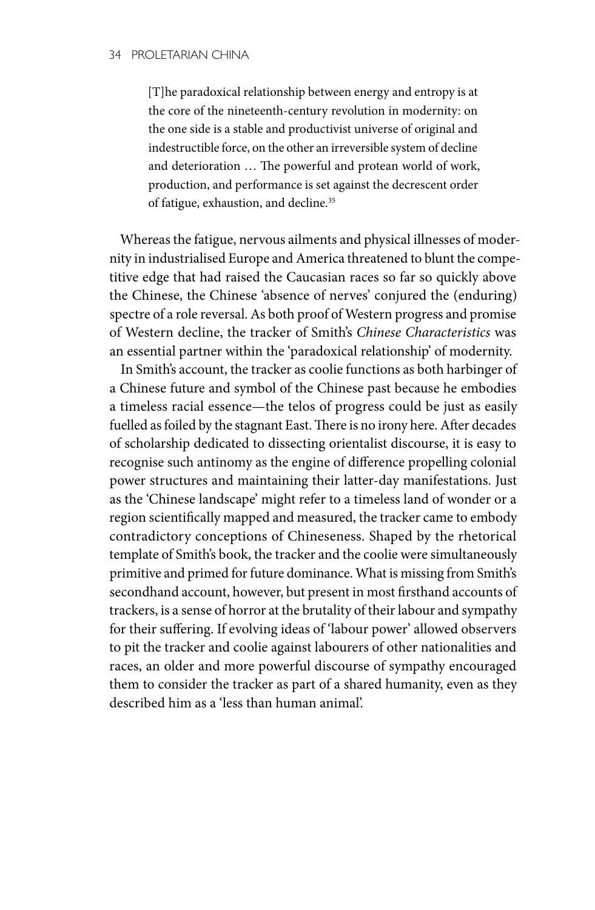> [T]he paradoxical relationship between energy and entropy is at the core of the nineteenth-century revolution in modernity: on the one side is a stable and productivist universe of original and indestructible force, on the other an irreversible system of decline and deterioration … The powerful and protean world of work, production, and performance is set against the decrescent order of fatigue, exhaustion, and decline.[35]

Whereas the fatigue, nervous ailments and physical illnesses of modernity in industrialised Europe and America threatened to blunt the competitive edge that had raised the Caucasian races so far so quickly above the Chinese, the Chinese 'absence of nerves' conjured the (enduring) spectre of a role reversal. As both proof of Western progress and promise of Western decline, the tracker of Smith's *Chinese Characteristics* was an essential partner within the 'paradoxical relationship' of modernity.

In Smith's account, the tracker as coolie functions as both harbinger of a Chinese future and symbol of the Chinese past because he embodies a timeless racial essence—the telos of progress could be just as easily fuelled as foiled by the stagnant East. There is no irony here. After decades of scholarship dedicated to dissecting orientalist discourse, it is easy to recognise such antinomy as the engine of difference propelling colonial power structures and maintaining their latter-day manifestations. Just as the 'Chinese landscape' might refer to a timeless land of wonder or a region scientifically mapped and measured, the tracker came to embody contradictory conceptions of Chineseness. Shaped by the rhetorical template of Smith's book, the tracker and the coolie were simultaneously primitive and primed for future dominance. What is missing from Smith's secondhand account, however, but present in most firsthand accounts of trackers, is a sense of horror at the brutality of their labour and sympathy for their suffering. If evolving ideas of 'labour power' allowed observers to pit the tracker and coolie against labourers of other nationalities and races, an older and more powerful discourse of sympathy encouraged them to consider the tracker as part of a shared humanity, even as they described him as a 'less than human animal'.